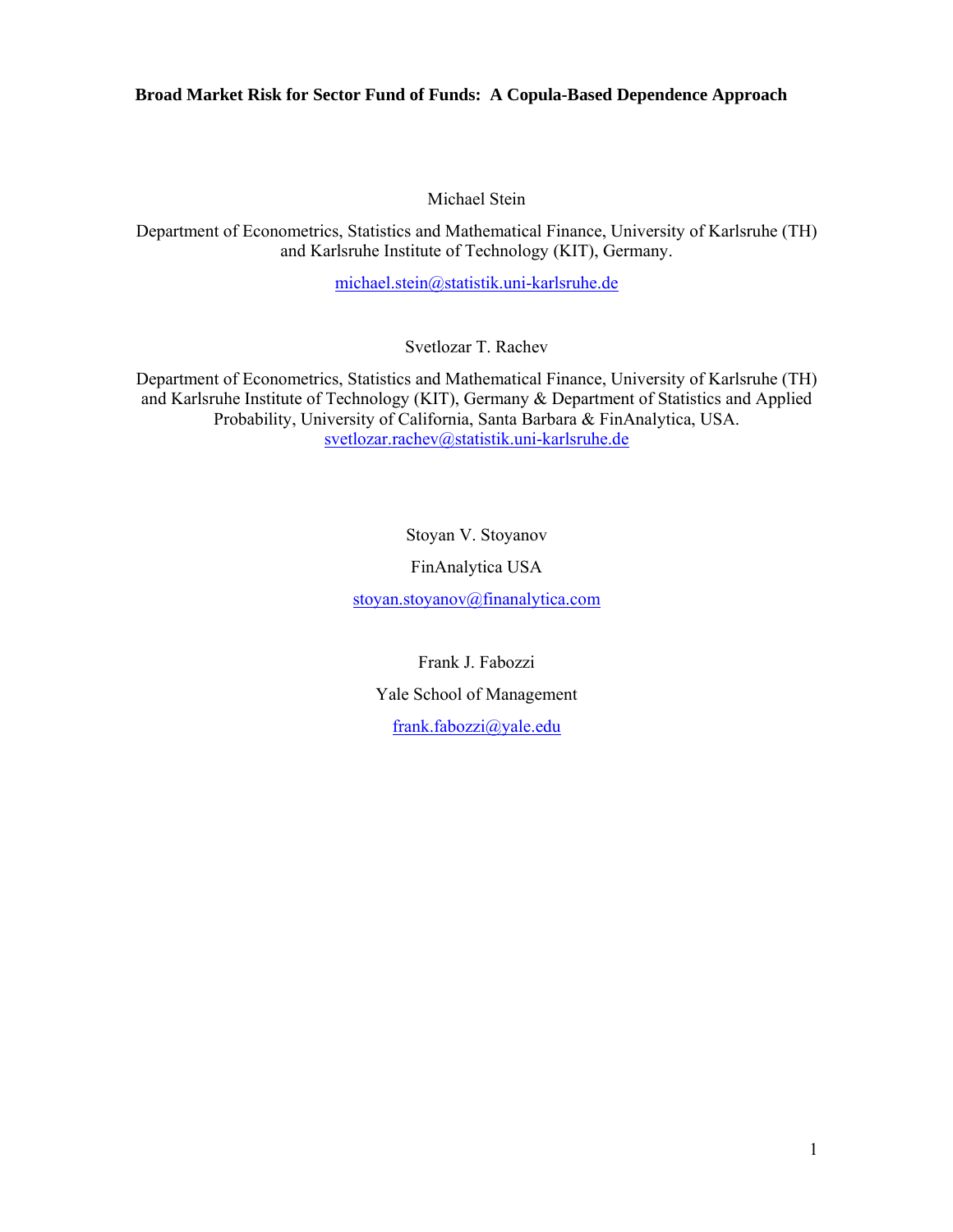**Broad Market Risk for Sector Fund of Funds: A Copula-Based Dependence Approach**

Michael Stein

Department of Econometrics, Statistics and Mathematical Finance, University of Karlsruhe (TH) and Karlsruhe Institute of Technology (KIT), Germany.

michael.stein@statistik.uni-karlsruhe.de

Svetlozar T. Rachev

Department of Econometrics, Statistics and Mathematical Finance, University of Karlsruhe (TH) and Karlsruhe Institute of Technology (KIT), Germany & Department of Statistics and Applied Probability, University of California, Santa Barbara & FinAnalytica, USA.
svetlozar.rachev@statistik.uni-karlsruhe.de

Stoyan V. Stoyanov

FinAnalytica USA

stoyan.stoyanov@finanalytica.com

Frank J. Fabozzi

Yale School of Management

frank.fabozzi@yale.edu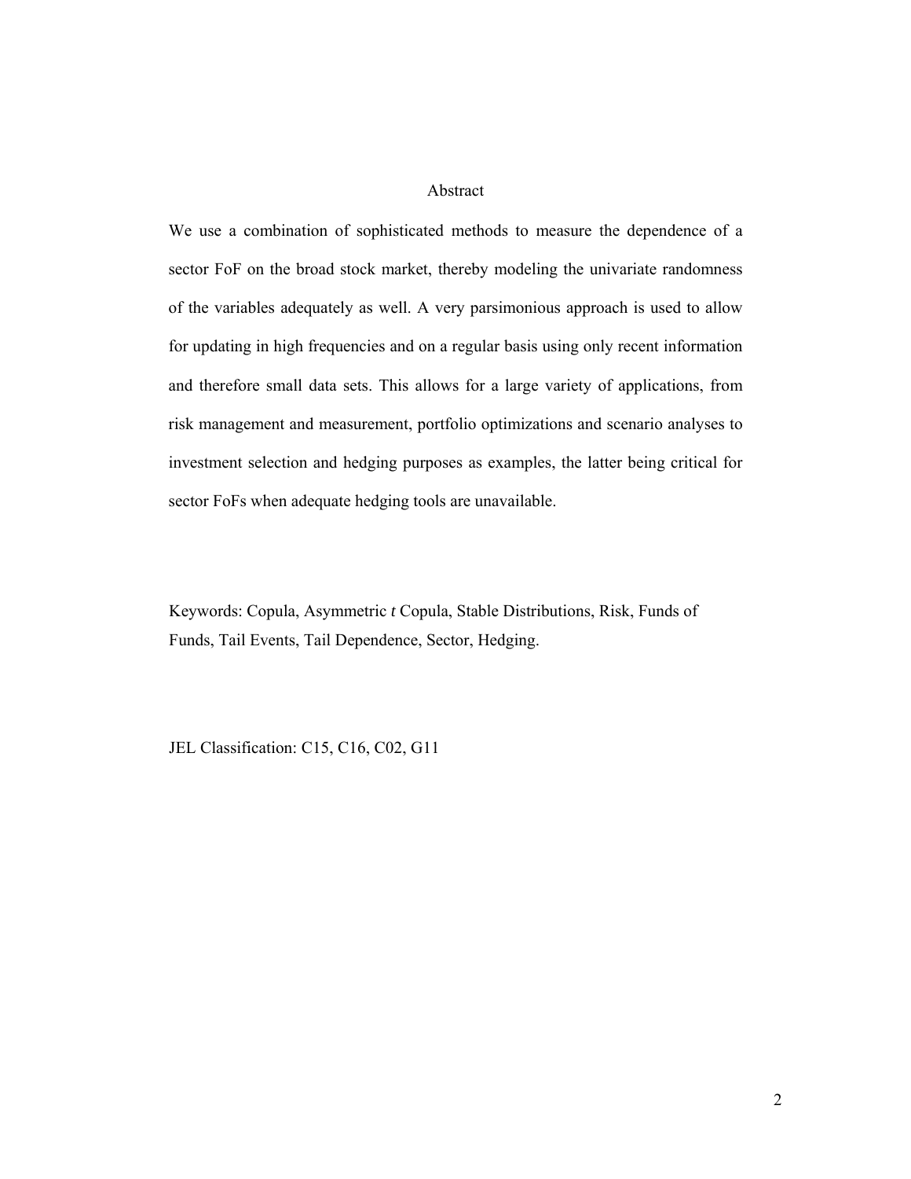## Abstract

We use a combination of sophisticated methods to measure the dependence of a sector FoF on the broad stock market, thereby modeling the univariate randomness of the variables adequately as well. A very parsimonious approach is used to allow for updating in high frequencies and on a regular basis using only recent information and therefore small data sets. This allows for a large variety of applications, from risk management and measurement, portfolio optimizations and scenario analyses to investment selection and hedging purposes as examples, the latter being critical for sector FoFs when adequate hedging tools are unavailable.

Keywords: Copula, Asymmetric *t* Copula, Stable Distributions, Risk, Funds of Funds, Tail Events, Tail Dependence, Sector, Hedging.

JEL Classification: C15, C16, C02, G11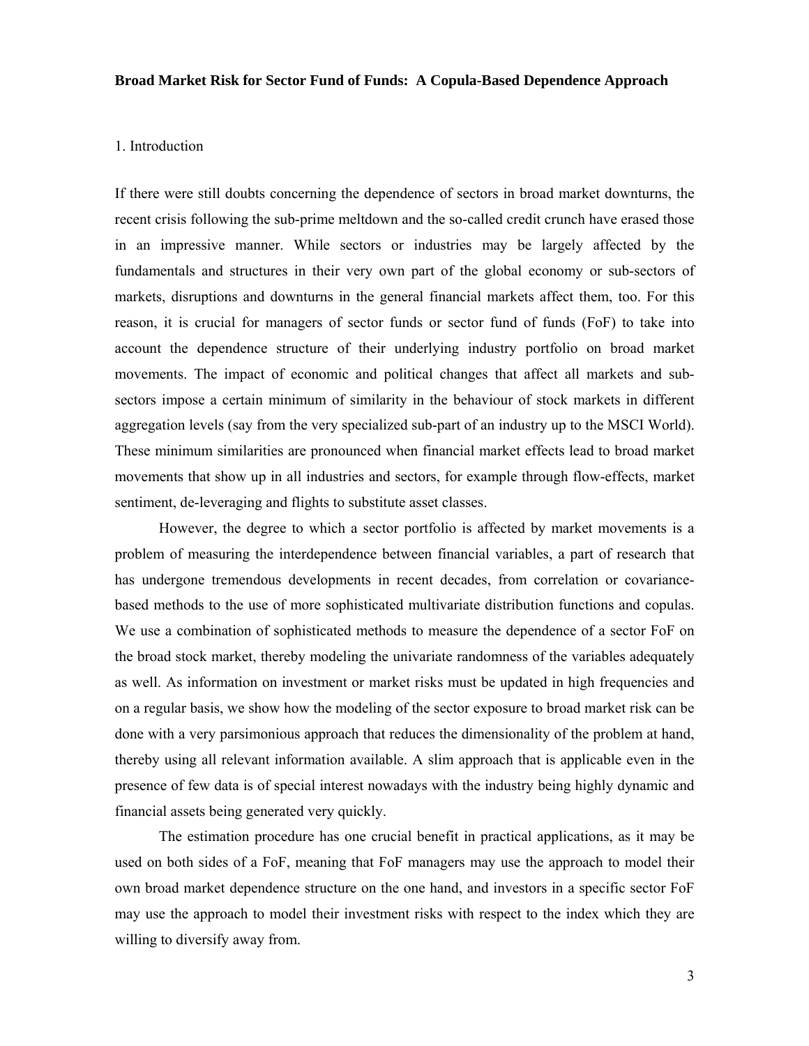**Broad Market Risk for Sector Fund of Funds: A Copula-Based Dependence Approach**

## 1. Introduction

If there were still doubts concerning the dependence of sectors in broad market downturns, the recent crisis following the sub-prime meltdown and the so-called credit crunch have erased those in an impressive manner. While sectors or industries may be largely affected by the fundamentals and structures in their very own part of the global economy or sub-sectors of markets, disruptions and downturns in the general financial markets affect them, too. For this reason, it is crucial for managers of sector funds or sector fund of funds (FoF) to take into account the dependence structure of their underlying industry portfolio on broad market movements. The impact of economic and political changes that affect all markets and sub-sectors impose a certain minimum of similarity in the behaviour of stock markets in different aggregation levels (say from the very specialized sub-part of an industry up to the MSCI World). These minimum similarities are pronounced when financial market effects lead to broad market movements that show up in all industries and sectors, for example through flow-effects, market sentiment, de-leveraging and flights to substitute asset classes.

However, the degree to which a sector portfolio is affected by market movements is a problem of measuring the interdependence between financial variables, a part of research that has undergone tremendous developments in recent decades, from correlation or covariance-based methods to the use of more sophisticated multivariate distribution functions and copulas. We use a combination of sophisticated methods to measure the dependence of a sector FoF on the broad stock market, thereby modeling the univariate randomness of the variables adequately as well. As information on investment or market risks must be updated in high frequencies and on a regular basis, we show how the modeling of the sector exposure to broad market risk can be done with a very parsimonious approach that reduces the dimensionality of the problem at hand, thereby using all relevant information available. A slim approach that is applicable even in the presence of few data is of special interest nowadays with the industry being highly dynamic and financial assets being generated very quickly.

The estimation procedure has one crucial benefit in practical applications, as it may be used on both sides of a FoF, meaning that FoF managers may use the approach to model their own broad market dependence structure on the one hand, and investors in a specific sector FoF may use the approach to model their investment risks with respect to the index which they are willing to diversify away from.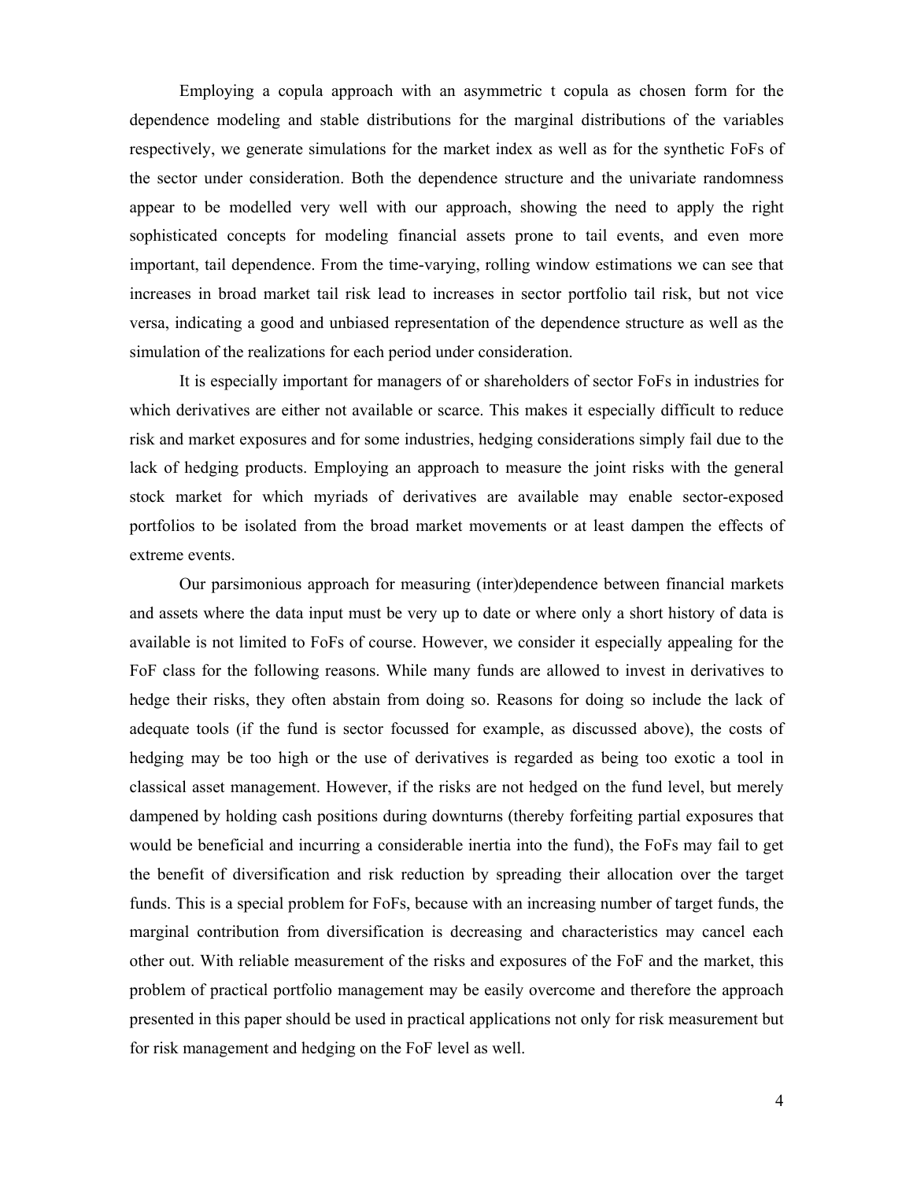Employing a copula approach with an asymmetric t copula as chosen form for the dependence modeling and stable distributions for the marginal distributions of the variables respectively, we generate simulations for the market index as well as for the synthetic FoFs of the sector under consideration. Both the dependence structure and the univariate randomness appear to be modelled very well with our approach, showing the need to apply the right sophisticated concepts for modeling financial assets prone to tail events, and even more important, tail dependence. From the time-varying, rolling window estimations we can see that increases in broad market tail risk lead to increases in sector portfolio tail risk, but not vice versa, indicating a good and unbiased representation of the dependence structure as well as the simulation of the realizations for each period under consideration.

It is especially important for managers of or shareholders of sector FoFs in industries for which derivatives are either not available or scarce. This makes it especially difficult to reduce risk and market exposures and for some industries, hedging considerations simply fail due to the lack of hedging products. Employing an approach to measure the joint risks with the general stock market for which myriads of derivatives are available may enable sector-exposed portfolios to be isolated from the broad market movements or at least dampen the effects of extreme events.

Our parsimonious approach for measuring (inter)dependence between financial markets and assets where the data input must be very up to date or where only a short history of data is available is not limited to FoFs of course. However, we consider it especially appealing for the FoF class for the following reasons. While many funds are allowed to invest in derivatives to hedge their risks, they often abstain from doing so. Reasons for doing so include the lack of adequate tools (if the fund is sector focussed for example, as discussed above), the costs of hedging may be too high or the use of derivatives is regarded as being too exotic a tool in classical asset management. However, if the risks are not hedged on the fund level, but merely dampened by holding cash positions during downturns (thereby forfeiting partial exposures that would be beneficial and incurring a considerable inertia into the fund), the FoFs may fail to get the benefit of diversification and risk reduction by spreading their allocation over the target funds. This is a special problem for FoFs, because with an increasing number of target funds, the marginal contribution from diversification is decreasing and characteristics may cancel each other out. With reliable measurement of the risks and exposures of the FoF and the market, this problem of practical portfolio management may be easily overcome and therefore the approach presented in this paper should be used in practical applications not only for risk measurement but for risk management and hedging on the FoF level as well.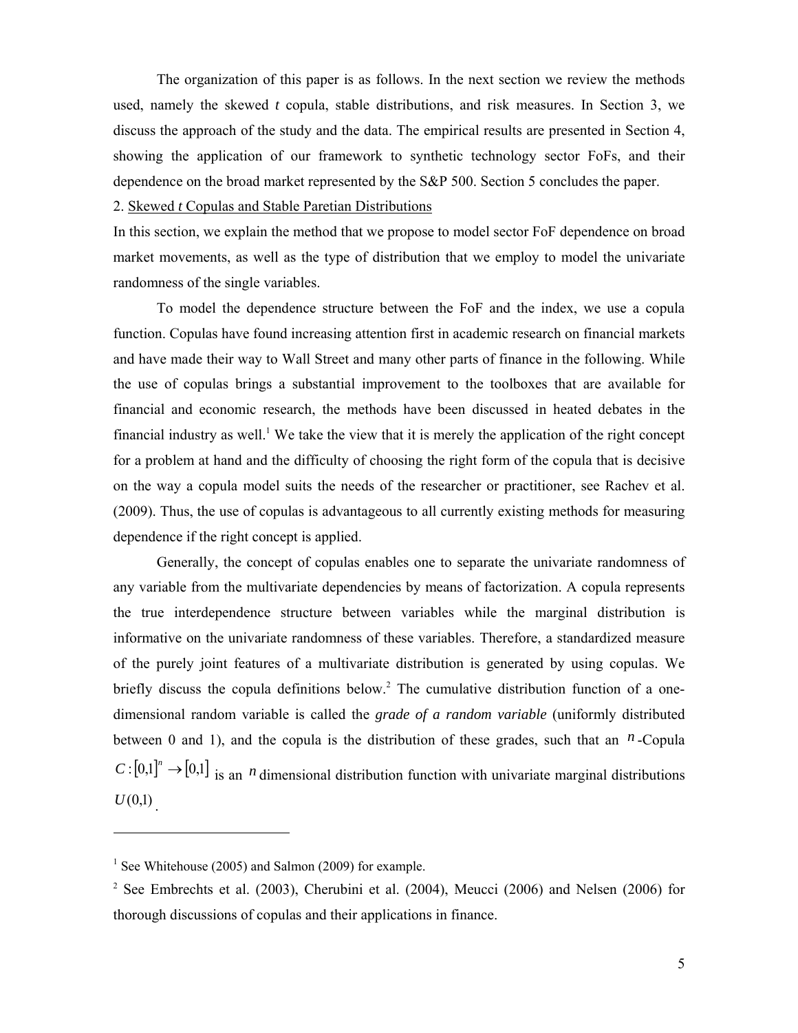The organization of this paper is as follows. In the next section we review the methods used, namely the skewed *t* copula, stable distributions, and risk measures. In Section 3, we discuss the approach of the study and the data. The empirical results are presented in Section 4, showing the application of our framework to synthetic technology sector FoFs, and their dependence on the broad market represented by the S&P 500. Section 5 concludes the paper.

## 2. Skewed *t* Copulas and Stable Paretian Distributions

In this section, we explain the method that we propose to model sector FoF dependence on broad market movements, as well as the type of distribution that we employ to model the univariate randomness of the single variables.

To model the dependence structure between the FoF and the index, we use a copula function. Copulas have found increasing attention first in academic research on financial markets and have made their way to Wall Street and many other parts of finance in the following. While the use of copulas brings a substantial improvement to the toolboxes that are available for financial and economic research, the methods have been discussed in heated debates in the financial industry as well.[1] We take the view that it is merely the application of the right concept for a problem at hand and the difficulty of choosing the right form of the copula that is decisive on the way a copula model suits the needs of the researcher or practitioner, see Rachev et al. (2009). Thus, the use of copulas is advantageous to all currently existing methods for measuring dependence if the right concept is applied.

Generally, the concept of copulas enables one to separate the univariate randomness of any variable from the multivariate dependencies by means of factorization. A copula represents the true interdependence structure between variables while the marginal distribution is informative on the univariate randomness of these variables. Therefore, a standardized measure of the purely joint features of a multivariate distribution is generated by using copulas. We briefly discuss the copula definitions below.[2] The cumulative distribution function of a one-dimensional random variable is called the *grade of a random variable* (uniformly distributed between 0 and 1), and the copula is the distribution of these grades, such that an $n$-Copula $C:[0,1]^n \rightarrow [0,1]$ is an $n$ dimensional distribution function with univariate marginal distributions $U(0,1)$.

---

[1] See Whitehouse (2005) and Salmon (2009) for example.

[2] See Embrechts et al. (2003), Cherubini et al. (2004), Meucci (2006) and Nelsen (2006) for thorough discussions of copulas and their applications in finance.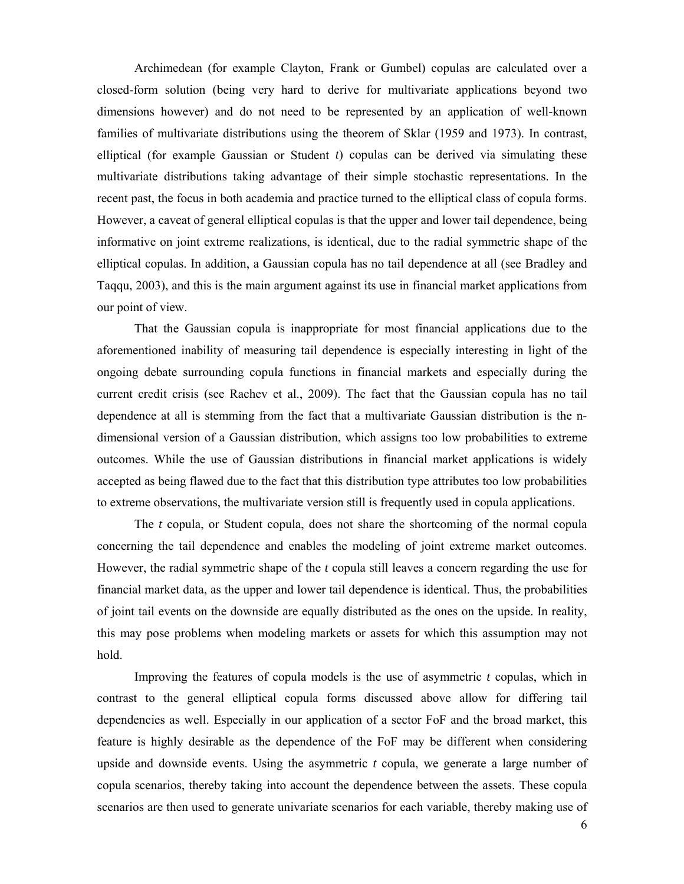Archimedean (for example Clayton, Frank or Gumbel) copulas are calculated over a closed-form solution (being very hard to derive for multivariate applications beyond two dimensions however) and do not need to be represented by an application of well-known families of multivariate distributions using the theorem of Sklar (1959 and 1973). In contrast, elliptical (for example Gaussian or Student *t*) copulas can be derived via simulating these multivariate distributions taking advantage of their simple stochastic representations. In the recent past, the focus in both academia and practice turned to the elliptical class of copula forms. However, a caveat of general elliptical copulas is that the upper and lower tail dependence, being informative on joint extreme realizations, is identical, due to the radial symmetric shape of the elliptical copulas. In addition, a Gaussian copula has no tail dependence at all (see Bradley and Taqqu, 2003), and this is the main argument against its use in financial market applications from our point of view.

That the Gaussian copula is inappropriate for most financial applications due to the aforementioned inability of measuring tail dependence is especially interesting in light of the ongoing debate surrounding copula functions in financial markets and especially during the current credit crisis (see Rachev et al., 2009). The fact that the Gaussian copula has no tail dependence at all is stemming from the fact that a multivariate Gaussian distribution is the n-dimensional version of a Gaussian distribution, which assigns too low probabilities to extreme outcomes. While the use of Gaussian distributions in financial market applications is widely accepted as being flawed due to the fact that this distribution type attributes too low probabilities to extreme observations, the multivariate version still is frequently used in copula applications.

The *t* copula, or Student copula, does not share the shortcoming of the normal copula concerning the tail dependence and enables the modeling of joint extreme market outcomes. However, the radial symmetric shape of the *t* copula still leaves a concern regarding the use for financial market data, as the upper and lower tail dependence is identical. Thus, the probabilities of joint tail events on the downside are equally distributed as the ones on the upside. In reality, this may pose problems when modeling markets or assets for which this assumption may not hold.

Improving the features of copula models is the use of asymmetric *t* copulas, which in contrast to the general elliptical copula forms discussed above allow for differing tail dependencies as well. Especially in our application of a sector FoF and the broad market, this feature is highly desirable as the dependence of the FoF may be different when considering upside and downside events. Using the asymmetric *t* copula, we generate a large number of copula scenarios, thereby taking into account the dependence between the assets. These copula scenarios are then used to generate univariate scenarios for each variable, thereby making use of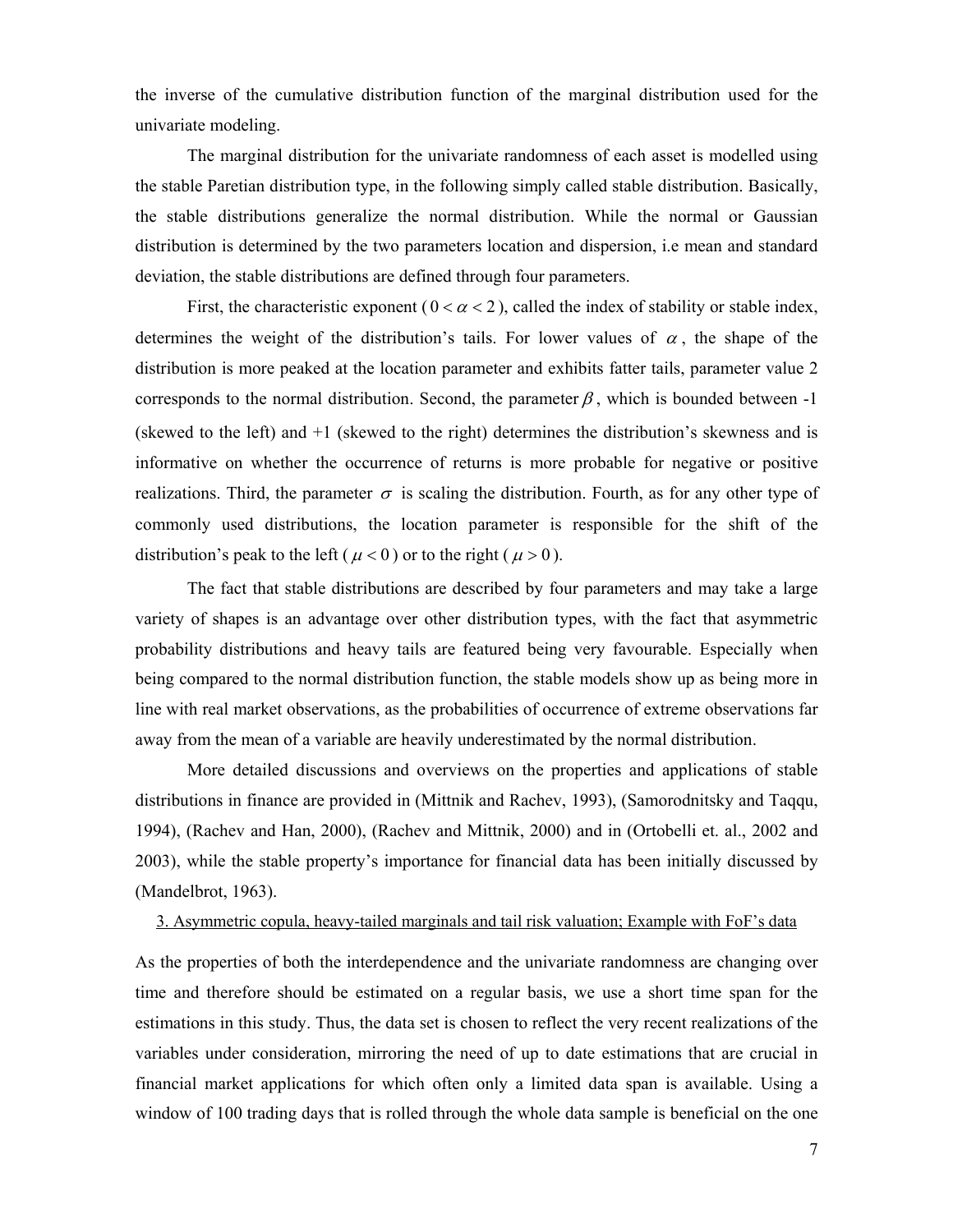the inverse of the cumulative distribution function of the marginal distribution used for the univariate modeling.

The marginal distribution for the univariate randomness of each asset is modelled using the stable Paretian distribution type, in the following simply called stable distribution. Basically, the stable distributions generalize the normal distribution. While the normal or Gaussian distribution is determined by the two parameters location and dispersion, i.e mean and standard deviation, the stable distributions are defined through four parameters.

First, the characteristic exponent ($0 < \alpha < 2$), called the index of stability or stable index, determines the weight of the distribution's tails. For lower values of $\alpha$, the shape of the distribution is more peaked at the location parameter and exhibits fatter tails, parameter value 2 corresponds to the normal distribution. Second, the parameter $\beta$, which is bounded between -1 (skewed to the left) and +1 (skewed to the right) determines the distribution's skewness and is informative on whether the occurrence of returns is more probable for negative or positive realizations. Third, the parameter $\sigma$ is scaling the distribution. Fourth, as for any other type of commonly used distributions, the location parameter is responsible for the shift of the distribution's peak to the left ($\mu < 0$) or to the right ($\mu > 0$).

The fact that stable distributions are described by four parameters and may take a large variety of shapes is an advantage over other distribution types, with the fact that asymmetric probability distributions and heavy tails are featured being very favourable. Especially when being compared to the normal distribution function, the stable models show up as being more in line with real market observations, as the probabilities of occurrence of extreme observations far away from the mean of a variable are heavily underestimated by the normal distribution.

More detailed discussions and overviews on the properties and applications of stable distributions in finance are provided in (Mittnik and Rachev, 1993), (Samorodnitsky and Taqqu, 1994), (Rachev and Han, 2000), (Rachev and Mittnik, 2000) and in (Ortobelli et. al., 2002 and 2003), while the stable property's importance for financial data has been initially discussed by (Mandelbrot, 1963).

## 3. Asymmetric copula, heavy-tailed marginals and tail risk valuation; Example with FoF's data

As the properties of both the interdependence and the univariate randomness are changing over time and therefore should be estimated on a regular basis, we use a short time span for the estimations in this study. Thus, the data set is chosen to reflect the very recent realizations of the variables under consideration, mirroring the need of up to date estimations that are crucial in financial market applications for which often only a limited data span is available. Using a window of 100 trading days that is rolled through the whole data sample is beneficial on the one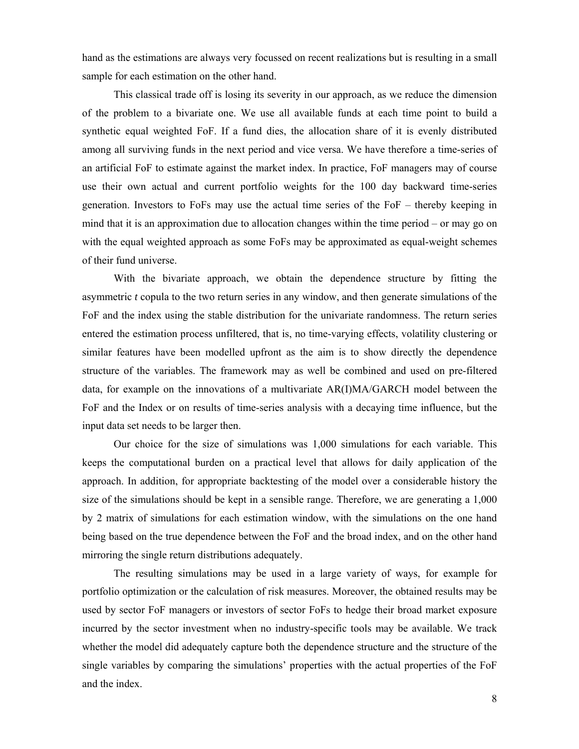hand as the estimations are always very focussed on recent realizations but is resulting in a small sample for each estimation on the other hand.

This classical trade off is losing its severity in our approach, as we reduce the dimension of the problem to a bivariate one. We use all available funds at each time point to build a synthetic equal weighted FoF. If a fund dies, the allocation share of it is evenly distributed among all surviving funds in the next period and vice versa. We have therefore a time-series of an artificial FoF to estimate against the market index. In practice, FoF managers may of course use their own actual and current portfolio weights for the 100 day backward time-series generation. Investors to FoFs may use the actual time series of the FoF – thereby keeping in mind that it is an approximation due to allocation changes within the time period – or may go on with the equal weighted approach as some FoFs may be approximated as equal-weight schemes of their fund universe.

With the bivariate approach, we obtain the dependence structure by fitting the asymmetric *t* copula to the two return series in any window, and then generate simulations of the FoF and the index using the stable distribution for the univariate randomness. The return series entered the estimation process unfiltered, that is, no time-varying effects, volatility clustering or similar features have been modelled upfront as the aim is to show directly the dependence structure of the variables. The framework may as well be combined and used on pre-filtered data, for example on the innovations of a multivariate AR(I)MA/GARCH model between the FoF and the Index or on results of time-series analysis with a decaying time influence, but the input data set needs to be larger then.

Our choice for the size of simulations was 1,000 simulations for each variable. This keeps the computational burden on a practical level that allows for daily application of the approach. In addition, for appropriate backtesting of the model over a considerable history the size of the simulations should be kept in a sensible range. Therefore, we are generating a 1,000 by 2 matrix of simulations for each estimation window, with the simulations on the one hand being based on the true dependence between the FoF and the broad index, and on the other hand mirroring the single return distributions adequately.

The resulting simulations may be used in a large variety of ways, for example for portfolio optimization or the calculation of risk measures. Moreover, the obtained results may be used by sector FoF managers or investors of sector FoFs to hedge their broad market exposure incurred by the sector investment when no industry-specific tools may be available. We track whether the model did adequately capture both the dependence structure and the structure of the single variables by comparing the simulations' properties with the actual properties of the FoF and the index.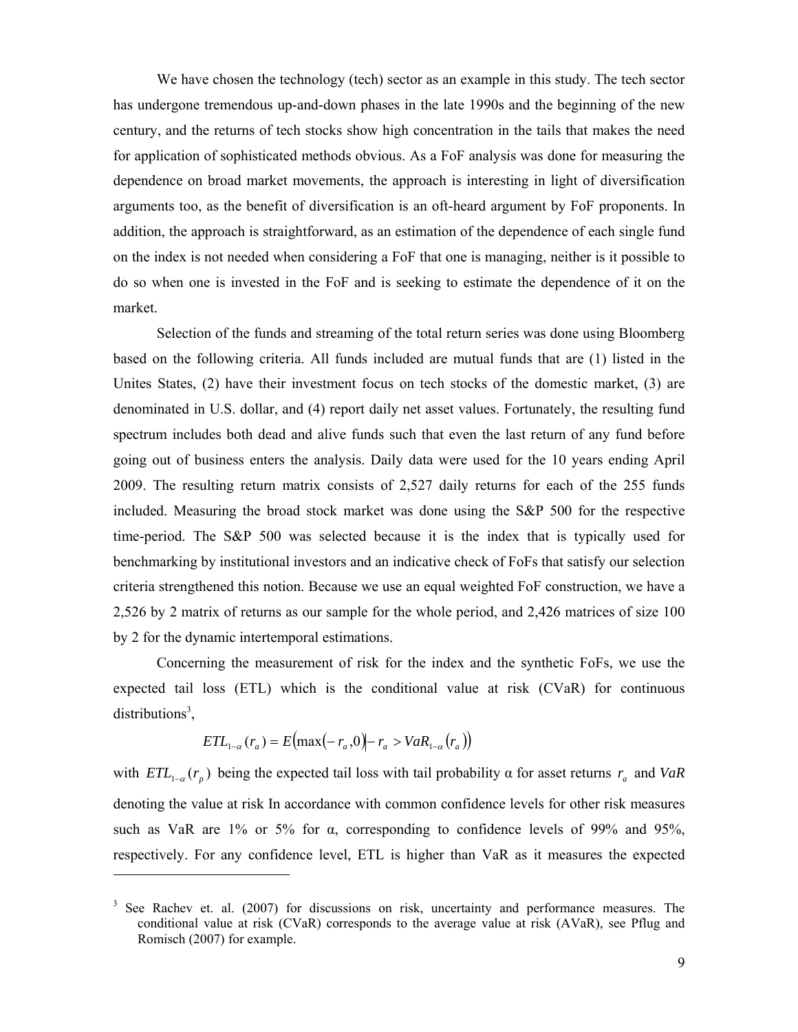We have chosen the technology (tech) sector as an example in this study. The tech sector has undergone tremendous up-and-down phases in the late 1990s and the beginning of the new century, and the returns of tech stocks show high concentration in the tails that makes the need for application of sophisticated methods obvious. As a FoF analysis was done for measuring the dependence on broad market movements, the approach is interesting in light of diversification arguments too, as the benefit of diversification is an oft-heard argument by FoF proponents. In addition, the approach is straightforward, as an estimation of the dependence of each single fund on the index is not needed when considering a FoF that one is managing, neither is it possible to do so when one is invested in the FoF and is seeking to estimate the dependence of it on the market.

Selection of the funds and streaming of the total return series was done using Bloomberg based on the following criteria. All funds included are mutual funds that are (1) listed in the Unites States, (2) have their investment focus on tech stocks of the domestic market, (3) are denominated in U.S. dollar, and (4) report daily net asset values. Fortunately, the resulting fund spectrum includes both dead and alive funds such that even the last return of any fund before going out of business enters the analysis. Daily data were used for the 10 years ending April 2009. The resulting return matrix consists of 2,527 daily returns for each of the 255 funds included. Measuring the broad stock market was done using the S&P 500 for the respective time-period. The S&P 500 was selected because it is the index that is typically used for benchmarking by institutional investors and an indicative check of FoFs that satisfy our selection criteria strengthened this notion. Because we use an equal weighted FoF construction, we have a 2,526 by 2 matrix of returns as our sample for the whole period, and 2,426 matrices of size 100 by 2 for the dynamic intertemporal estimations.

Concerning the measurement of risk for the index and the synthetic FoFs, we use the expected tail loss (ETL) which is the conditional value at risk (CVaR) for continuous distributions[3],

$$ETL_{1-\alpha}(r_a) = E\left(\max(-r_a, 0) \middle| -r_a > VaR_{1-\alpha}(r_a)\right)$$

with $ETL_{1-\alpha}(r_p)$ being the expected tail loss with tail probability α for asset returns $r_a$ and *VaR* denoting the value at risk In accordance with common confidence levels for other risk measures such as VaR are 1% or 5% for α, corresponding to confidence levels of 99% and 95%, respectively. For any confidence level, ETL is higher than VaR as it measures the expected

[3] See Rachev et. al. (2007) for discussions on risk, uncertainty and performance measures. The conditional value at risk (CVaR) corresponds to the average value at risk (AVaR), see Pflug and Romisch (2007) for example.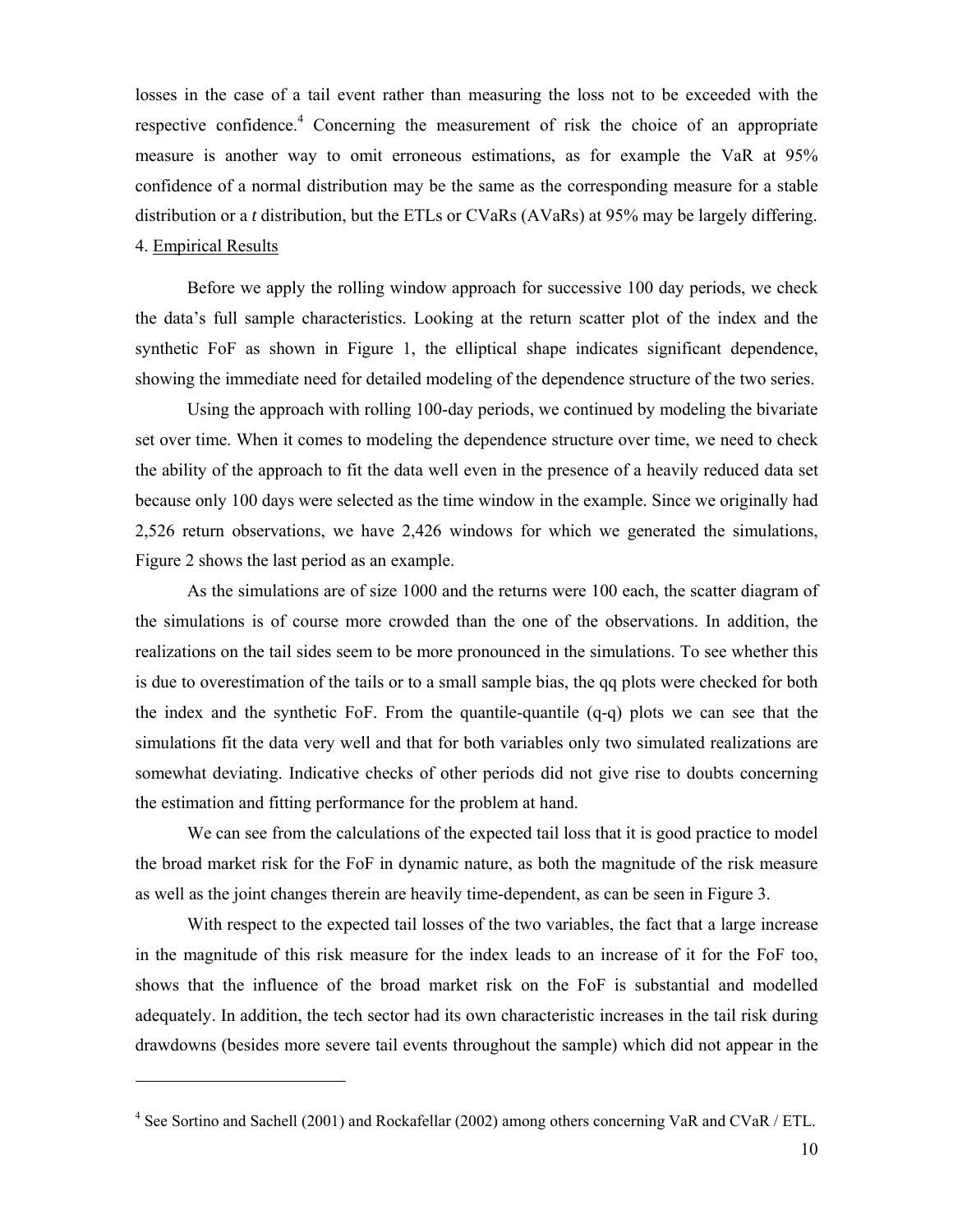losses in the case of a tail event rather than measuring the loss not to be exceeded with the respective confidence.[4] Concerning the measurement of risk the choice of an appropriate measure is another way to omit erroneous estimations, as for example the VaR at 95% confidence of a normal distribution may be the same as the corresponding measure for a stable distribution or a *t* distribution, but the ETLs or CVaRs (AVaRs) at 95% may be largely differing.

## 4. Empirical Results

Before we apply the rolling window approach for successive 100 day periods, we check the data's full sample characteristics. Looking at the return scatter plot of the index and the synthetic FoF as shown in Figure 1, the elliptical shape indicates significant dependence, showing the immediate need for detailed modeling of the dependence structure of the two series.

Using the approach with rolling 100-day periods, we continued by modeling the bivariate set over time. When it comes to modeling the dependence structure over time, we need to check the ability of the approach to fit the data well even in the presence of a heavily reduced data set because only 100 days were selected as the time window in the example. Since we originally had 2,526 return observations, we have 2,426 windows for which we generated the simulations, Figure 2 shows the last period as an example.

As the simulations are of size 1000 and the returns were 100 each, the scatter diagram of the simulations is of course more crowded than the one of the observations. In addition, the realizations on the tail sides seem to be more pronounced in the simulations. To see whether this is due to overestimation of the tails or to a small sample bias, the qq plots were checked for both the index and the synthetic FoF. From the quantile-quantile (q-q) plots we can see that the simulations fit the data very well and that for both variables only two simulated realizations are somewhat deviating. Indicative checks of other periods did not give rise to doubts concerning the estimation and fitting performance for the problem at hand.

We can see from the calculations of the expected tail loss that it is good practice to model the broad market risk for the FoF in dynamic nature, as both the magnitude of the risk measure as well as the joint changes therein are heavily time-dependent, as can be seen in Figure 3.

With respect to the expected tail losses of the two variables, the fact that a large increase in the magnitude of this risk measure for the index leads to an increase of it for the FoF too, shows that the influence of the broad market risk on the FoF is substantial and modelled adequately. In addition, the tech sector had its own characteristic increases in the tail risk during drawdowns (besides more severe tail events throughout the sample) which did not appear in the

---

[4] See Sortino and Sachell (2001) and Rockafellar (2002) among others concerning VaR and CVaR / ETL.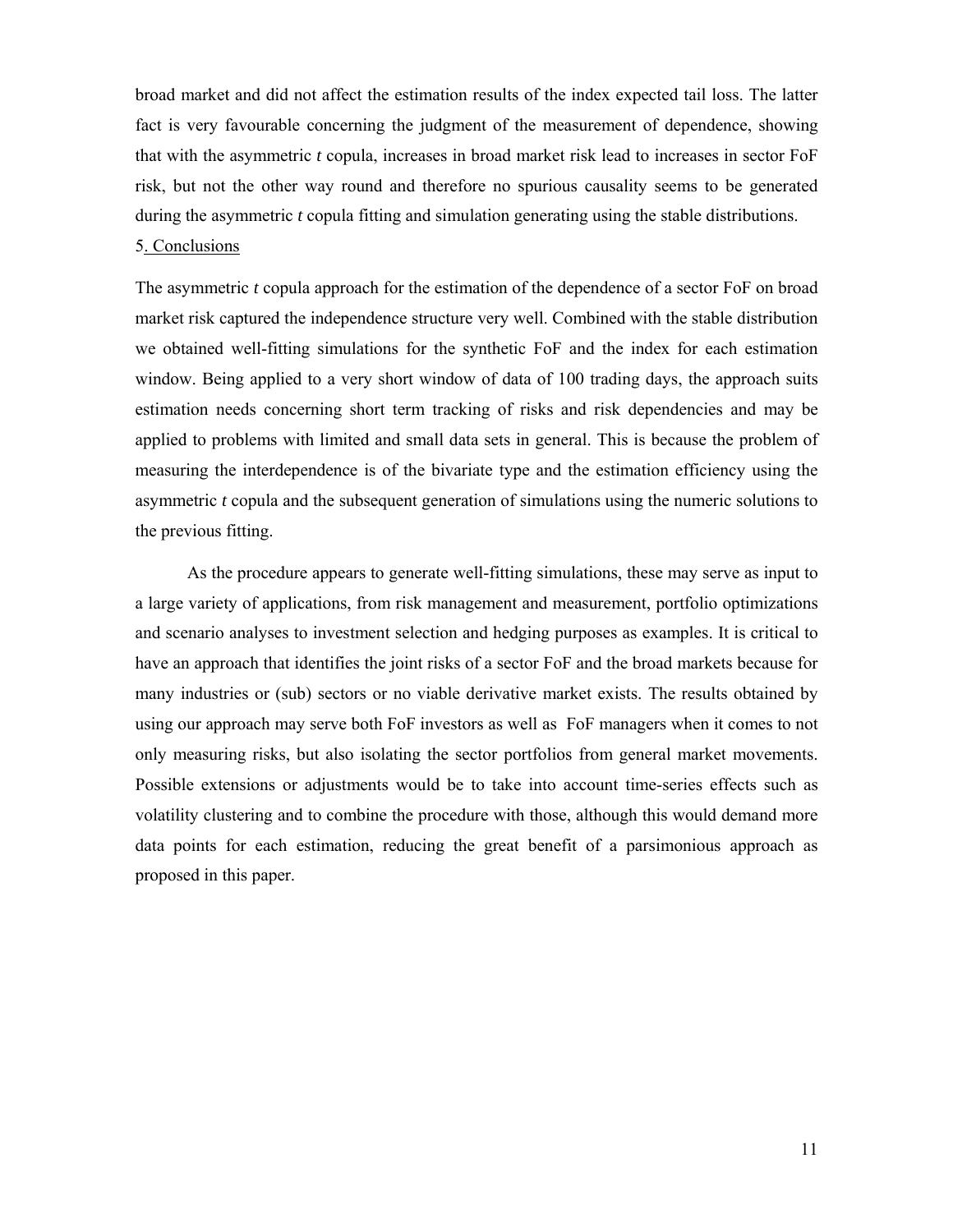broad market and did not affect the estimation results of the index expected tail loss. The latter fact is very favourable concerning the judgment of the measurement of dependence, showing that with the asymmetric *t* copula, increases in broad market risk lead to increases in sector FoF risk, but not the other way round and therefore no spurious causality seems to be generated during the asymmetric *t* copula fitting and simulation generating using the stable distributions.

## 5. Conclusions

The asymmetric *t* copula approach for the estimation of the dependence of a sector FoF on broad market risk captured the independence structure very well. Combined with the stable distribution we obtained well-fitting simulations for the synthetic FoF and the index for each estimation window. Being applied to a very short window of data of 100 trading days, the approach suits estimation needs concerning short term tracking of risks and risk dependencies and may be applied to problems with limited and small data sets in general. This is because the problem of measuring the interdependence is of the bivariate type and the estimation efficiency using the asymmetric *t* copula and the subsequent generation of simulations using the numeric solutions to the previous fitting.

As the procedure appears to generate well-fitting simulations, these may serve as input to a large variety of applications, from risk management and measurement, portfolio optimizations and scenario analyses to investment selection and hedging purposes as examples. It is critical to have an approach that identifies the joint risks of a sector FoF and the broad markets because for many industries or (sub) sectors or no viable derivative market exists. The results obtained by using our approach may serve both FoF investors as well as FoF managers when it comes to not only measuring risks, but also isolating the sector portfolios from general market movements. Possible extensions or adjustments would be to take into account time-series effects such as volatility clustering and to combine the procedure with those, although this would demand more data points for each estimation, reducing the great benefit of a parsimonious approach as proposed in this paper.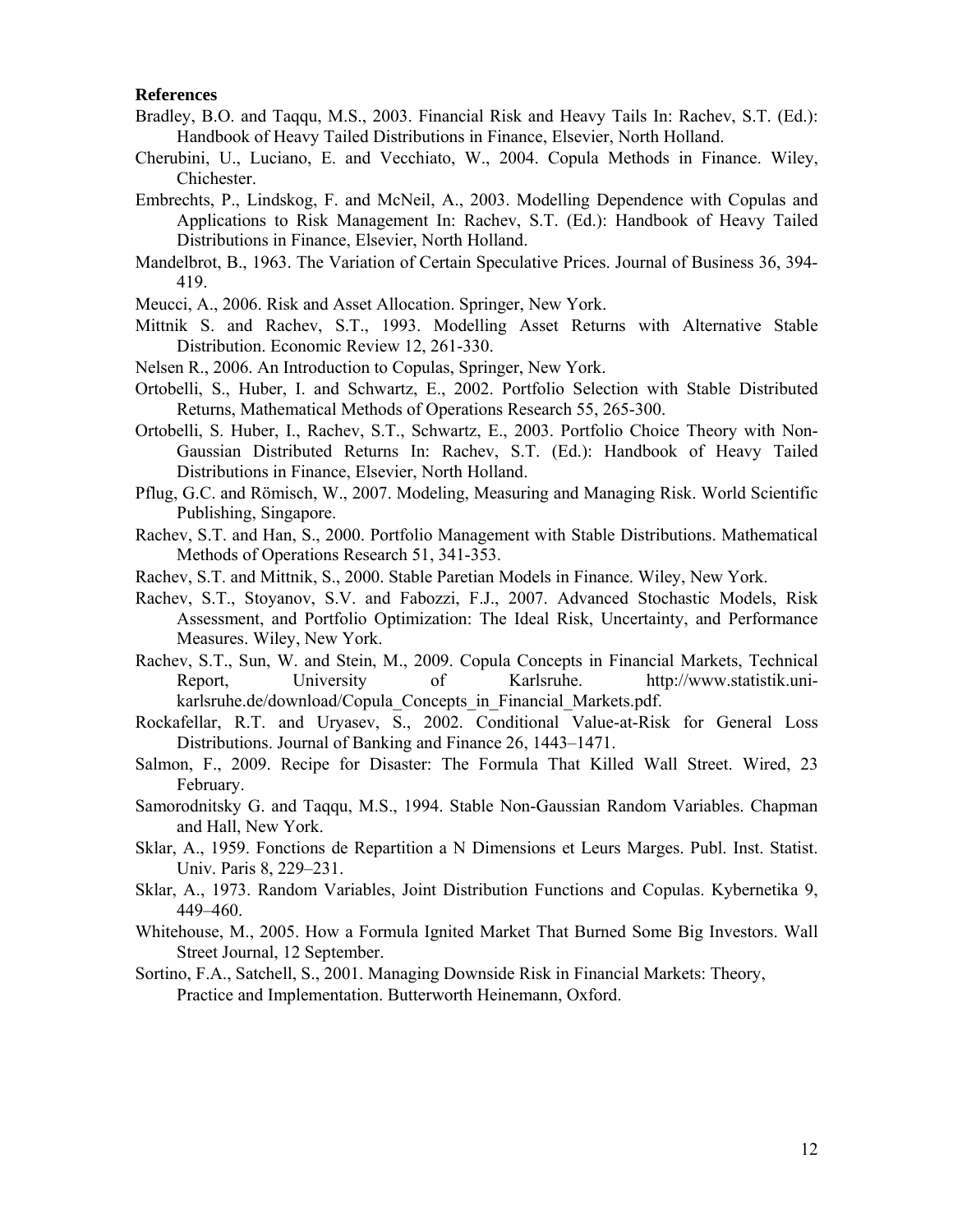**References**

Bradley, B.O. and Taqqu, M.S., 2003. Financial Risk and Heavy Tails In: Rachev, S.T. (Ed.): Handbook of Heavy Tailed Distributions in Finance, Elsevier, North Holland.

Cherubini, U., Luciano, E. and Vecchiato, W., 2004. Copula Methods in Finance. Wiley, Chichester.

Embrechts, P., Lindskog, F. and McNeil, A., 2003. Modelling Dependence with Copulas and Applications to Risk Management In: Rachev, S.T. (Ed.): Handbook of Heavy Tailed Distributions in Finance, Elsevier, North Holland.

Mandelbrot, B., 1963. The Variation of Certain Speculative Prices. Journal of Business 36, 394-419.

Meucci, A., 2006. Risk and Asset Allocation. Springer, New York.

Mittnik S. and Rachev, S.T., 1993. Modelling Asset Returns with Alternative Stable Distribution. Economic Review 12, 261-330.

Nelsen R., 2006. An Introduction to Copulas, Springer, New York.

Ortobelli, S., Huber, I. and Schwartz, E., 2002. Portfolio Selection with Stable Distributed Returns, Mathematical Methods of Operations Research 55, 265-300.

Ortobelli, S. Huber, I., Rachev, S.T., Schwartz, E., 2003. Portfolio Choice Theory with Non-Gaussian Distributed Returns In: Rachev, S.T. (Ed.): Handbook of Heavy Tailed Distributions in Finance, Elsevier, North Holland.

Pflug, G.C. and Römisch, W., 2007. Modeling, Measuring and Managing Risk. World Scientific Publishing, Singapore.

Rachev, S.T. and Han, S., 2000. Portfolio Management with Stable Distributions. Mathematical Methods of Operations Research 51, 341-353.

Rachev, S.T. and Mittnik, S., 2000. Stable Paretian Models in Finance. Wiley, New York.

Rachev, S.T., Stoyanov, S.V. and Fabozzi, F.J., 2007. Advanced Stochastic Models, Risk Assessment, and Portfolio Optimization: The Ideal Risk, Uncertainty, and Performance Measures. Wiley, New York.

Rachev, S.T., Sun, W. and Stein, M., 2009. Copula Concepts in Financial Markets, Technical Report, University of Karlsruhe. http://www.statistik.uni-karlsruhe.de/download/Copula_Concepts_in_Financial_Markets.pdf.

Rockafellar, R.T. and Uryasev, S., 2002. Conditional Value-at-Risk for General Loss Distributions. Journal of Banking and Finance 26, 1443–1471.

Salmon, F., 2009. Recipe for Disaster: The Formula That Killed Wall Street. Wired, 23 February.

Samorodnitsky G. and Taqqu, M.S., 1994. Stable Non-Gaussian Random Variables. Chapman and Hall, New York.

Sklar, A., 1959. Fonctions de Repartition a N Dimensions et Leurs Marges. Publ. Inst. Statist. Univ. Paris 8, 229–231.

Sklar, A., 1973. Random Variables, Joint Distribution Functions and Copulas. Kybernetika 9, 449–460.

Whitehouse, M., 2005. How a Formula Ignited Market That Burned Some Big Investors. Wall Street Journal, 12 September.

Sortino, F.A., Satchell, S., 2001. Managing Downside Risk in Financial Markets: Theory, Practice and Implementation. Butterworth Heinemann, Oxford.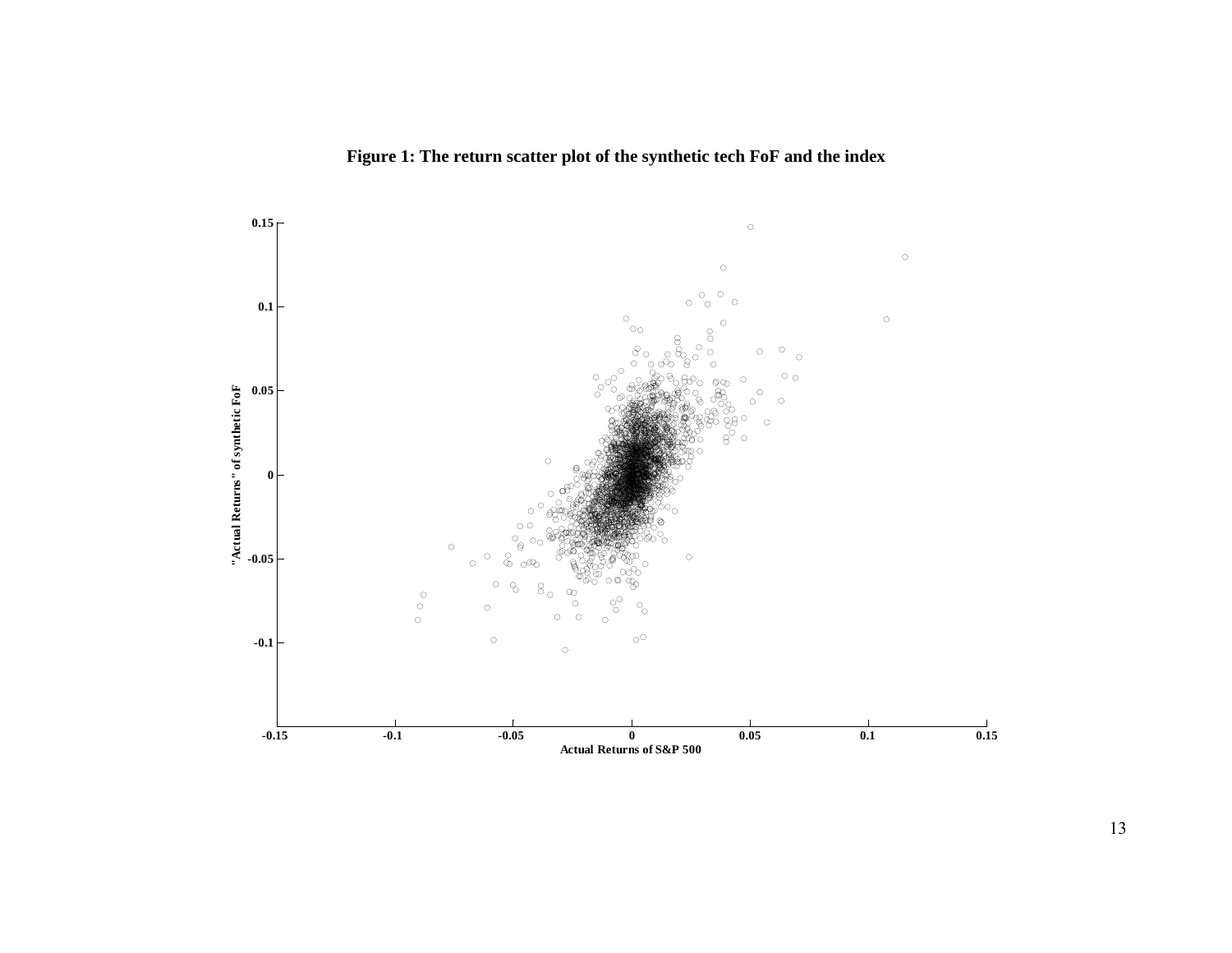**Figure 1: The return scatter plot of the synthetic tech FoF and the index**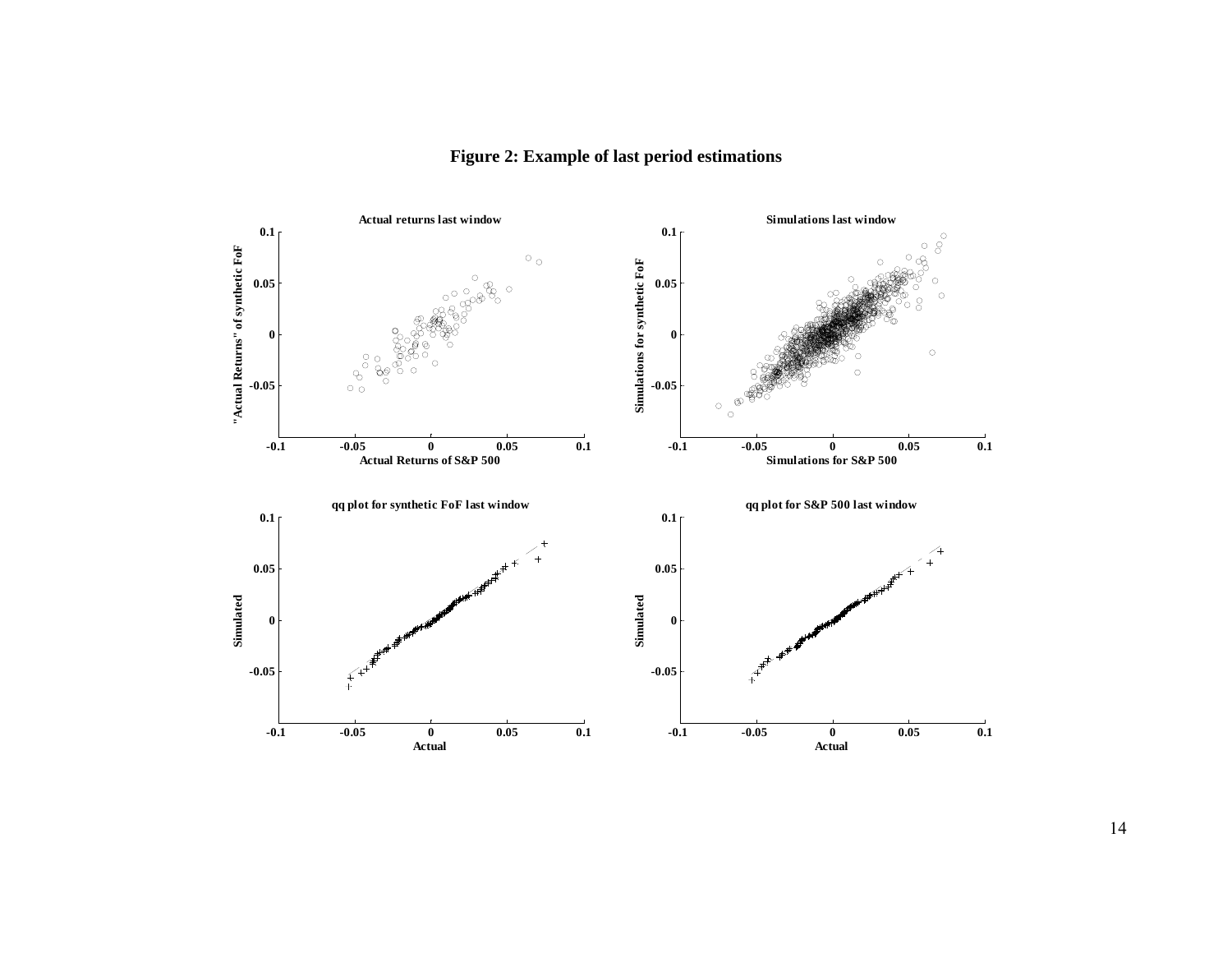**Figure 2: Example of last period estimations**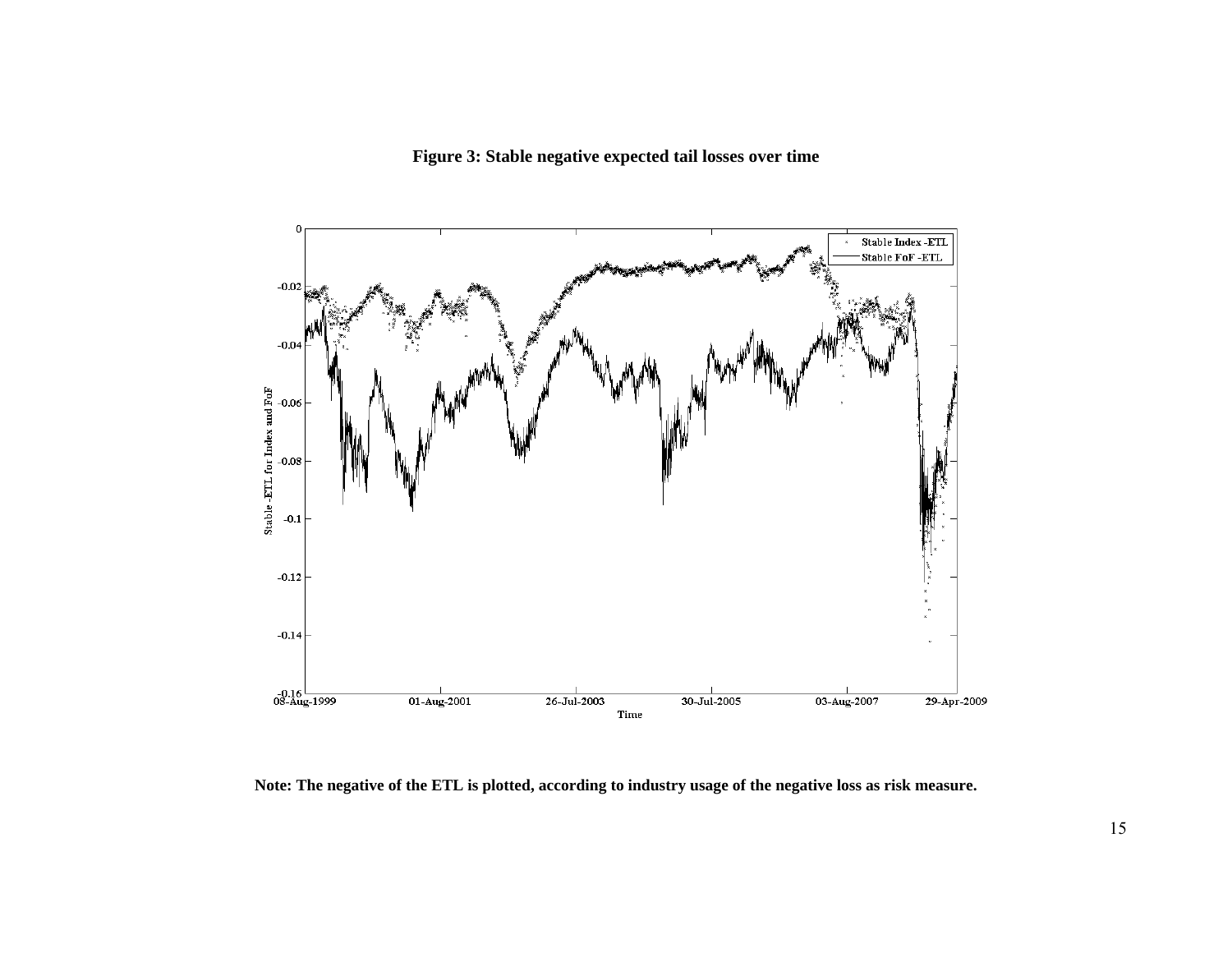**Figure 3: Stable negative expected tail losses over time**

Stable Index -ETL
Stable FoF -ETL

Stable -ETL for Index and FoF

0
-0.02
-0.04
-0.06
-0.08
-0.1
-0.12
-0.14
-0.16

08-Aug-1999
01-Aug-2001
26-Jul-2003
30-Jul-2005
03-Aug-2007
29-Apr-2009

Time

**Note: The negative of the ETL is plotted, according to industry usage of the negative loss as risk measure.**